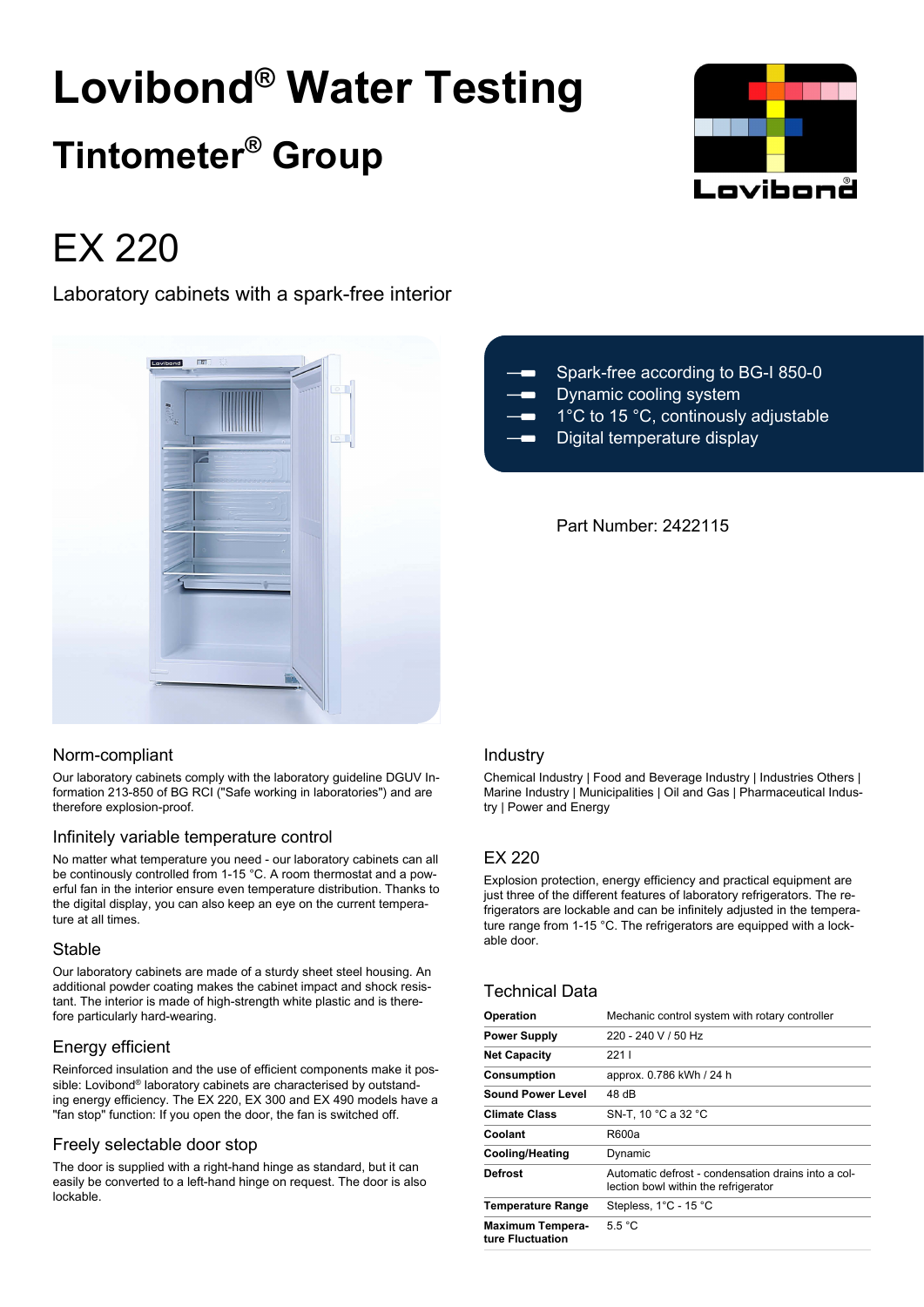# Lovibond® Water Testing

## Tintometer® Group

# EX 220

Laboratory cabinets with a spark-free interior

- Spark-free according to BG-I 850-0
- Dynamic cooling system
- 1°C to 15 °C, continously adjustable
- Digital temperature display

Part Number: 2422115

### Norm-compliant

Our laboratory cabinets comply with the laboratory guideline DGUV Information 213-850 of BG RCI ("Safe working in laboratories") and are therefore explosion-proof.

### Infinitely variable temperature control

No matter what temperature you need - our laboratory cabinets can all be continously controlled from 1-15 °C. A room thermostat and a powerful fan in the interior ensure even temperature distribution. Thanks to the digital display, you can also keep an eye on the current temperature at all times.

### Stable

Our laboratory cabinets are made of a sturdy sheet steel housing. An additional powder coating makes the cabinet impact and shock resistant. The interior is made of high-strength white plastic and is therefore particularly hard-wearing.

### Energy efficient

Reinforced insulation and the use of efficient components make it possible: Lovibond® laboratory cabinets are characterised by outstanding energy efficiency. The EX 220, EX 300 and EX 490 models have a "fan stop" function: If you open the door, the fan is switched off.

### Freely selectable door stop

The door is supplied with a right-hand hinge as standard, but it can easily be converted to a left-hand hinge on request. The door is also lockable.

### Industry

Chemical Industry | Food and Beverage Industry | Industries Others | Marine Industry | Municipalities | Oil and Gas | Pharmaceutical Industry | Power and Energy

### EX 220

Explosion protection, energy efficiency and practical equipment are just three of the different features of laboratory refrigerators. The refrigerators are lockable and can be infinitely adjusted in the temperature range from 1-15 °C. The refrigerators are equipped with a lockable door.

### Technical Data

| | |
|---|---|
| **Operation** | Mechanic control system with rotary controller |
| **Power Supply** | 220 - 240 V / 50 Hz |
| **Net Capacity** | 221 l |
| **Consumption** | approx. 0.786 kWh / 24 h |
| **Sound Power Level** | 48 dB |
| **Climate Class** | SN-T, 10 °C a 32 °C |
| **Coolant** | R600a |
| **Cooling/Heating** | Dynamic |
| **Defrost** | Automatic defrost - condensation drains into a collection bowl within the refrigerator |
| **Temperature Range** | Stepless, 1°C - 15 °C |
| **Maximum Temperature Fluctuation** | 5.5 °C |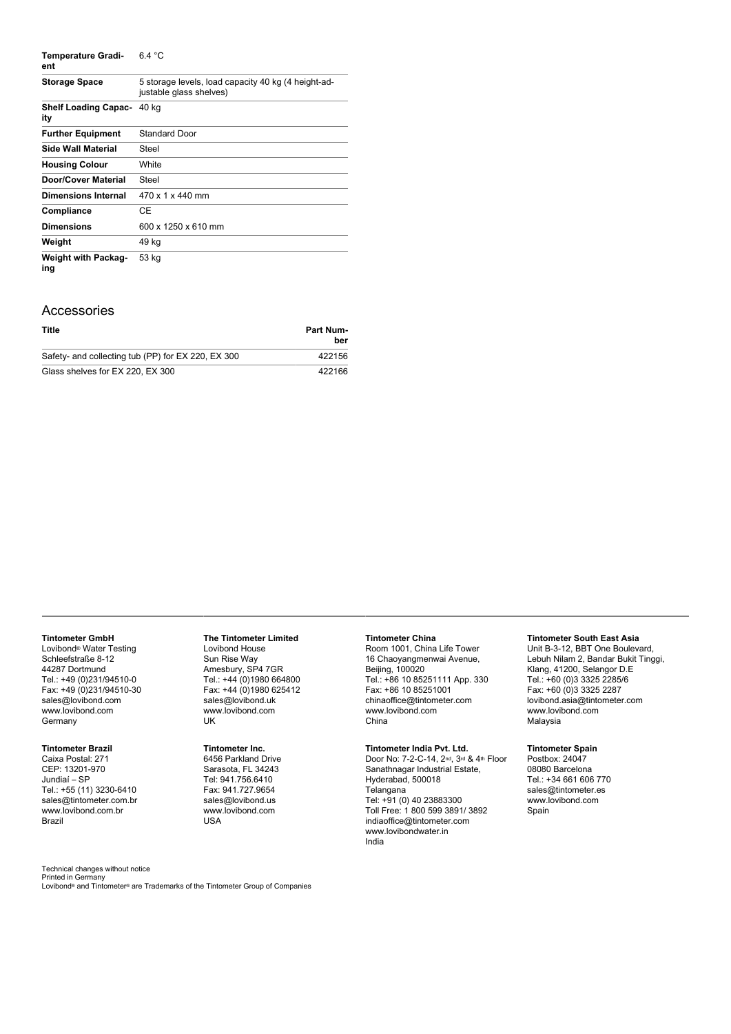| | |
|---|---|
| **Temperature Gradient** | 6.4 °C |
| **Storage Space** | 5 storage levels, load capacity 40 kg (4 height-adjustable glass shelves) |
| **Shelf Loading Capacity** | 40 kg |
| **Further Equipment** | Standard Door |
| **Side Wall Material** | Steel |
| **Housing Colour** | White |
| **Door/Cover Material** | Steel |
| **Dimensions Internal** | 470 x 1 x 440 mm |
| **Compliance** | CE |
| **Dimensions** | 600 x 1250 x 610 mm |
| **Weight** | 49 kg |
| **Weight with Packaging** | 53 kg |

## Accessories

| Title | Part Number |
|---|---|
| Safety- and collecting tub (PP) for EX 220, EX 300 | 422156 |
| Glass shelves for EX 220, EX 300 | 422166 |

---

**Tintometer GmbH**
Lovibond® Water Testing
Schleefstraße 8-12
44287 Dortmund
Tel.: +49 (0)231/94510-0
Fax: +49 (0)231/94510-30
sales@lovibond.com
www.lovibond.com
Germany

**The Tintometer Limited**
Lovibond House
Sun Rise Way
Amesbury, SP4 7GR
Tel.: +44 (0)1980 664800
Fax: +44 (0)1980 625412
sales@lovibond.uk
www.lovibond.com
UK

**Tintometer China**
Room 1001, China Life Tower
16 Chaoyangmenwai Avenue,
Beijing, 100020
Tel.: +86 10 85251111 App. 330
Fax: +86 10 85251001
chinaoffice@tintometer.com
www.lovibond.com
China

**Tintometer South East Asia**
Unit B-3-12, BBT One Boulevard,
Lebuh Nilam 2, Bandar Bukit Tinggi,
Klang, 41200, Selangor D.E
Tel.: +60 (0)3 3325 2285/6
Fax: +60 (0)3 3325 2287
lovibond.asia@tintometer.com
www.lovibond.com
Malaysia

**Tintometer Brazil**
Caixa Postal: 271
CEP: 13201-970
Jundiaí – SP
Tel.: +55 (11) 3230-6410
sales@tintometer.com.br
www.lovibond.com.br
Brazil

**Tintometer Inc.**
6456 Parkland Drive
Sarasota, FL 34243
Tel: 941.756.6410
Fax: 941.727.9654
sales@lovibond.us
www.lovibond.com
USA

**Tintometer India Pvt. Ltd.**
Door No: 7-2-C-14, 2nd, 3rd & 4th Floor
Sanathnagar Industrial Estate,
Hyderabad, 500018
Telangana
Tel: +91 (0) 40 23883300
Toll Free: 1 800 599 3891/ 3892
indiaoffice@tintometer.com
www.lovibondwater.in
India

**Tintometer Spain**
Postbox: 24047
08080 Barcelona
Tel.: +34 661 606 770
sales@tintometer.es
www.lovibond.com
Spain

Technical changes without notice
Printed in Germany
Lovibond® and Tintometer® are Trademarks of the Tintometer Group of Companies